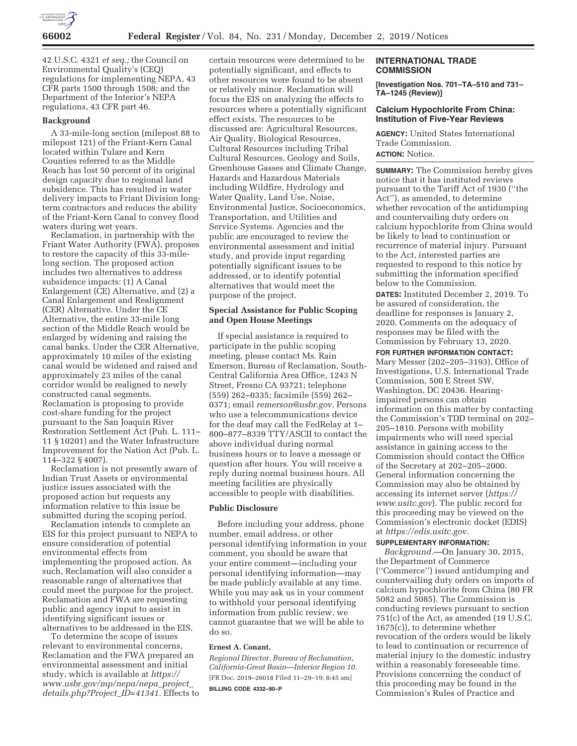42 U.S.C. 4321 *et seq.;* the Council on Environmental Quality's (CEQ) regulations for implementing NEPA, 43 CFR parts 1500 through 1508; and the Department of the Interior's NEPA regulations, 43 CFR part 46.

### Background

A 33-mile-long section (milepost 88 to milepost 121) of the Friant-Kern Canal located within Tulare and Kern Counties referred to as the Middle Reach has lost 50 percent of its original design capacity due to regional land subsidence. This has resulted in water delivery impacts to Friant Division long-term contractors and reduces the ability of the Friant-Kern Canal to convey flood waters during wet years.

Reclamation, in partnership with the Friant Water Authority (FWA), proposes to restore the capacity of this 33-mile-long section. The proposed action includes two alternatives to address subsidence impacts: (1) A Canal Enlargement (CE) Alternative, and (2) a Canal Enlargement and Realignment (CER) Alternative. Under the CE Alternative, the entire 33-mile long section of the Middle Reach would be enlarged by widening and raising the canal banks. Under the CER Alternative, approximately 10 miles of the existing canal would be widened and raised and approximately 23 miles of the canal corridor would be realigned to newly constructed canal segments. Reclamation is proposing to provide cost-share funding for the project pursuant to the San Joaquin River Restoration Settlement Act (Pub. L. 111–11 § 10201) and the Water Infrastructure Improvement for the Nation Act (Pub. L. 114–322 § 4007).

Reclamation is not presently aware of Indian Trust Assets or environmental justice issues associated with the proposed action but requests any information relative to this issue be submitted during the scoping period.

Reclamation intends to complete an EIS for this project pursuant to NEPA to ensure consideration of potential environmental effects from implementing the proposed action. As such, Reclamation will also consider a reasonable range of alternatives that could meet the purpose for the project. Reclamation and FWA are requesting public and agency input to assist in identifying significant issues or alternatives to be addressed in the EIS.

To determine the scope of issues relevant to environmental concerns, Reclamation and the FWA prepared an environmental assessment and initial study, which is available at *https://www.usbr.gov/mp/nepa/nepa_project_details.php?Project_ID=41341*. Effects to certain resources were determined to be potentially significant, and effects to other resources were found to be absent or relatively minor. Reclamation will focus the EIS on analyzing the effects to resources where a potentially significant effect exists. The resources to be discussed are: Agricultural Resources, Air Quality, Biological Resources, Cultural Resources including Tribal Cultural Resources, Geology and Soils, Greenhouse Gasses and Climate Change, Hazards and Hazardous Materials including Wildfire, Hydrology and Water Quality, Land Use, Noise, Environmental Justice, Socioeconomics, Transportation, and Utilities and Service Systems. Agencies and the public are encouraged to review the environmental assessment and initial study, and provide input regarding potentially significant issues to be addressed, or to identify potential alternatives that would meet the purpose of the project.

### Special Assistance for Public Scoping and Open House Meetings

If special assistance is required to participate in the public scoping meeting, please contact Ms. Rain Emerson, Bureau of Reclamation, South-Central California Area Office, 1243 N Street, Fresno CA 93721; telephone (559) 262–0335; facsimile (559) 262–0371; email *remerson@usbr.gov*. Persons who use a telecommunications device for the deaf may call the FedRelay at 1–800–877–8339 TTY/ASCII to contact the above individual during normal business hours or to leave a message or question after hours. You will receive a reply during normal business hours. All meeting facilities are physically accessible to people with disabilities.

### Public Disclosure

Before including your address, phone number, email address, or other personal identifying information in your comment, you should be aware that your entire comment—including your personal identifying information—may be made publicly available at any time. While you may ask us in your comment to withhold your personal identifying information from public review, we cannot guarantee that we will be able to do so.

**Ernest A. Conant,**

*Regional Director, Bureau of Reclamation, California-Great Basin—Interior Region 10.*

[FR Doc. 2019–26018 Filed 11–29–19; 8:45 am]

**BILLING CODE 4332–90–P**

## INTERNATIONAL TRADE COMMISSION

**[Investigation Nos. 701–TA–510 and 731–TA–1245 (Review)]**

## Calcium Hypochlorite From China: Institution of Five-Year Reviews

**AGENCY:** United States International Trade Commission.

**ACTION:** Notice.

**SUMMARY:** The Commission hereby gives notice that it has instituted reviews pursuant to the Tariff Act of 1930 (''the Act''), as amended, to determine whether revocation of the antidumping and countervailing duty orders on calcium hypochlorite from China would be likely to lead to continuation or recurrence of material injury. Pursuant to the Act, interested parties are requested to respond to this notice by submitting the information specified below to the Commission.

**DATES:** Instituted December 2, 2019. To be assured of consideration, the deadline for responses is January 2, 2020. Comments on the adequacy of responses may be filed with the Commission by February 13, 2020.

**FOR FURTHER INFORMATION CONTACT:** Mary Messer (202–205–3193), Office of Investigations, U.S. International Trade Commission, 500 E Street SW, Washington, DC 20436. Hearing-impaired persons can obtain information on this matter by contacting the Commission's TDD terminal on 202–205–1810. Persons with mobility impairments who will need special assistance in gaining access to the Commission should contact the Office of the Secretary at 202–205–2000. General information concerning the Commission may also be obtained by accessing its internet server (*https://www.usitc.gov*). The public record for this proceeding may be viewed on the Commission's electronic docket (EDIS) at *https://edis.usitc.gov.*

**SUPPLEMENTARY INFORMATION:**

*Background.*—On January 30, 2015, the Department of Commerce (''Commerce'') issued antidumping and countervailing duty orders on imports of calcium hypochlorite from China (80 FR 5082 and 5085). The Commission is conducting reviews pursuant to section 751(c) of the Act, as amended (19 U.S.C. 1675(c)), to determine whether revocation of the orders would be likely to lead to continuation or recurrence of material injury to the domestic industry within a reasonably foreseeable time. Provisions concerning the conduct of this proceeding may be found in the Commission's Rules of Practice and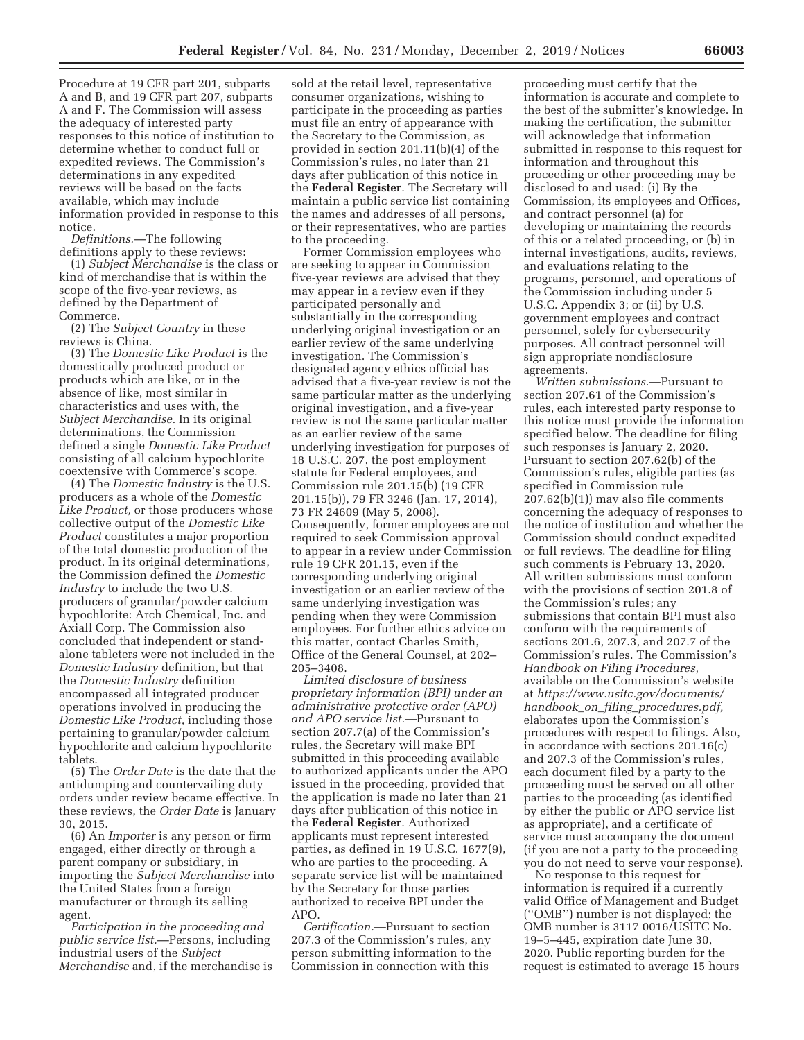Procedure at 19 CFR part 201, subparts A and B, and 19 CFR part 207, subparts A and F. The Commission will assess the adequacy of interested party responses to this notice of institution to determine whether to conduct full or expedited reviews. The Commission's determinations in any expedited reviews will be based on the facts available, which may include information provided in response to this notice.

*Definitions.*—The following definitions apply to these reviews:

(1) *Subject Merchandise* is the class or kind of merchandise that is within the scope of the five-year reviews, as defined by the Department of Commerce.

(2) The *Subject Country* in these reviews is China.

(3) The *Domestic Like Product* is the domestically produced product or products which are like, or in the absence of like, most similar in characteristics and uses with, the *Subject Merchandise.* In its original determinations, the Commission defined a single *Domestic Like Product* consisting of all calcium hypochlorite coextensive with Commerce's scope.

(4) The *Domestic Industry* is the U.S. producers as a whole of the *Domestic Like Product,* or those producers whose collective output of the *Domestic Like Product* constitutes a major proportion of the total domestic production of the product. In its original determinations, the Commission defined the *Domestic Industry* to include the two U.S. producers of granular/powder calcium hypochlorite: Arch Chemical, Inc. and Axiall Corp. The Commission also concluded that independent or stand-alone tableters were not included in the *Domestic Industry* definition, but that the *Domestic Industry* definition encompassed all integrated producer operations involved in producing the *Domestic Like Product,* including those pertaining to granular/powder calcium hypochlorite and calcium hypochlorite tablets.

(5) The *Order Date* is the date that the antidumping and countervailing duty orders under review became effective. In these reviews, the *Order Date* is January 30, 2015.

(6) An *Importer* is any person or firm engaged, either directly or through a parent company or subsidiary, in importing the *Subject Merchandise* into the United States from a foreign manufacturer or through its selling agent.

*Participation in the proceeding and public service list.*—Persons, including industrial users of the *Subject Merchandise* and, if the merchandise is sold at the retail level, representative consumer organizations, wishing to participate in the proceeding as parties must file an entry of appearance with the Secretary to the Commission, as provided in section 201.11(b)(4) of the Commission's rules, no later than 21 days after publication of this notice in the **Federal Register**. The Secretary will maintain a public service list containing the names and addresses of all persons, or their representatives, who are parties to the proceeding.

Former Commission employees who are seeking to appear in Commission five-year reviews are advised that they may appear in a review even if they participated personally and substantially in the corresponding underlying original investigation or an earlier review of the same underlying investigation. The Commission's designated agency ethics official has advised that a five-year review is not the same particular matter as the underlying original investigation, and a five-year review is not the same particular matter as an earlier review of the same underlying investigation for purposes of 18 U.S.C. 207, the post employment statute for Federal employees, and Commission rule 201.15(b) (19 CFR 201.15(b)), 79 FR 3246 (Jan. 17, 2014), 73 FR 24609 (May 5, 2008). Consequently, former employees are not required to seek Commission approval to appear in a review under Commission rule 19 CFR 201.15, even if the corresponding underlying original investigation or an earlier review of the same underlying investigation was pending when they were Commission employees. For further ethics advice on this matter, contact Charles Smith, Office of the General Counsel, at 202–205–3408.

*Limited disclosure of business proprietary information (BPI) under an administrative protective order (APO) and APO service list.*—Pursuant to section 207.7(a) of the Commission's rules, the Secretary will make BPI submitted in this proceeding available to authorized applicants under the APO issued in the proceeding, provided that the application is made no later than 21 days after publication of this notice in the **Federal Register**. Authorized applicants must represent interested parties, as defined in 19 U.S.C. 1677(9), who are parties to the proceeding. A separate service list will be maintained by the Secretary for those parties authorized to receive BPI under the APO.

*Certification.*—Pursuant to section 207.3 of the Commission's rules, any person submitting information to the Commission in connection with this proceeding must certify that the information is accurate and complete to the best of the submitter's knowledge. In making the certification, the submitter will acknowledge that information submitted in response to this request for information and throughout this proceeding or other proceeding may be disclosed to and used: (i) By the Commission, its employees and Offices, and contract personnel (a) for developing or maintaining the records of this or a related proceeding, or (b) in internal investigations, audits, reviews, and evaluations relating to the programs, personnel, and operations of the Commission including under 5 U.S.C. Appendix 3; or (ii) by U.S. government employees and contract personnel, solely for cybersecurity purposes. All contract personnel will sign appropriate nondisclosure agreements.

*Written submissions.*—Pursuant to section 207.61 of the Commission's rules, each interested party response to this notice must provide the information specified below. The deadline for filing such responses is January 2, 2020. Pursuant to section 207.62(b) of the Commission's rules, eligible parties (as specified in Commission rule 207.62(b)(1)) may also file comments concerning the adequacy of responses to the notice of institution and whether the Commission should conduct expedited or full reviews. The deadline for filing such comments is February 13, 2020. All written submissions must conform with the provisions of section 201.8 of the Commission's rules; any submissions that contain BPI must also conform with the requirements of sections 201.6, 207.3, and 207.7 of the Commission's rules. The Commission's *Handbook on Filing Procedures,* available on the Commission's website at *https://www.usitc.gov/documents/handbook_on_filing_procedures.pdf,* elaborates upon the Commission's procedures with respect to filings. Also, in accordance with sections 201.16(c) and 207.3 of the Commission's rules, each document filed by a party to the proceeding must be served on all other parties to the proceeding (as identified by either the public or APO service list as appropriate), and a certificate of service must accompany the document (if you are not a party to the proceeding you do not need to serve your response).

No response to this request for information is required if a currently valid Office of Management and Budget ("OMB") number is not displayed; the OMB number is 3117 0016/USITC No. 19–5–445, expiration date June 30, 2020. Public reporting burden for the request is estimated to average 15 hours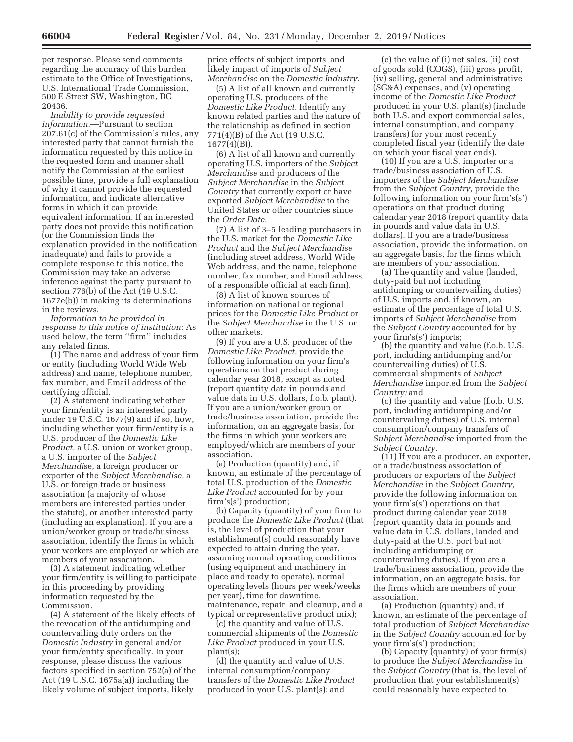per response. Please send comments regarding the accuracy of this burden estimate to the Office of Investigations, U.S. International Trade Commission, 500 E Street SW, Washington, DC 20436.

*Inability to provide requested information.*—Pursuant to section 207.61(c) of the Commission's rules, any interested party that cannot furnish the information requested by this notice in the requested form and manner shall notify the Commission at the earliest possible time, provide a full explanation of why it cannot provide the requested information, and indicate alternative forms in which it can provide equivalent information. If an interested party does not provide this notification (or the Commission finds the explanation provided in the notification inadequate) and fails to provide a complete response to this notice, the Commission may take an adverse inference against the party pursuant to section 776(b) of the Act (19 U.S.C. 1677e(b)) in making its determinations in the reviews.

*Information to be provided in response to this notice of institution:* As used below, the term "firm" includes any related firms.

(1) The name and address of your firm or entity (including World Wide Web address) and name, telephone number, fax number, and Email address of the certifying official.

(2) A statement indicating whether your firm/entity is an interested party under 19 U.S.C. 1677(9) and if so, how, including whether your firm/entity is a U.S. producer of the *Domestic Like Product,* a U.S. union or worker group, a U.S. importer of the *Subject Merchandis*e, a foreign producer or exporter of the *Subject Merchandise,* a U.S. or foreign trade or business association (a majority of whose members are interested parties under the statute), or another interested party (including an explanation). If you are a union/worker group or trade/business association, identify the firms in which your workers are employed or which are members of your association.

(3) A statement indicating whether your firm/entity is willing to participate in this proceeding by providing information requested by the Commission.

(4) A statement of the likely effects of the revocation of the antidumping and countervailing duty orders on the *Domestic Industry* in general and/or your firm/entity specifically. In your response, please discuss the various factors specified in section 752(a) of the Act (19 U.S.C. 1675a(a)) including the likely volume of subject imports, likely price effects of subject imports, and likely impact of imports of *Subject Merchandise* on the *Domestic Industry.*

(5) A list of all known and currently operating U.S. producers of the *Domestic Like Product.* Identify any known related parties and the nature of the relationship as defined in section 771(4)(B) of the Act (19 U.S.C. 1677(4)(B)).

(6) A list of all known and currently operating U.S. importers of the *Subject Merchandise* and producers of the *Subject Merchandise* in the *Subject Country* that currently export or have exported *Subject Merchandise* to the United States or other countries since the *Order Date.*

(7) A list of 3–5 leading purchasers in the U.S. market for the *Domestic Like Product* and the *Subject Merchandise* (including street address, World Wide Web address, and the name, telephone number, fax number, and Email address of a responsible official at each firm).

(8) A list of known sources of information on national or regional prices for the *Domestic Like Product* or the *Subject Merchandise* in the U.S. or other markets.

(9) If you are a U.S. producer of the *Domestic Like Product,* provide the following information on your firm's operations on that product during calendar year 2018, except as noted (report quantity data in pounds and value data in U.S. dollars, f.o.b. plant). If you are a union/worker group or trade/business association, provide the information, on an aggregate basis, for the firms in which your workers are employed/which are members of your association.

(a) Production (quantity) and, if known, an estimate of the percentage of total U.S. production of the *Domestic Like Product* accounted for by your firm's(s') production;

(b) Capacity (quantity) of your firm to produce the *Domestic Like Product* (that is, the level of production that your establishment(s) could reasonably have expected to attain during the year, assuming normal operating conditions (using equipment and machinery in place and ready to operate), normal operating levels (hours per week/weeks per year), time for downtime, maintenance, repair, and cleanup, and a typical or representative product mix);

(c) the quantity and value of U.S. commercial shipments of the *Domestic Like Product* produced in your U.S. plant(s);

(d) the quantity and value of U.S. internal consumption/company transfers of the *Domestic Like Product* produced in your U.S. plant(s); and

(e) the value of (i) net sales, (ii) cost of goods sold (COGS), (iii) gross profit, (iv) selling, general and administrative (SG&A) expenses, and (v) operating income of the *Domestic Like Product* produced in your U.S. plant(s) (include both U.S. and export commercial sales, internal consumption, and company transfers) for your most recently completed fiscal year (identify the date on which your fiscal year ends).

(10) If you are a U.S. importer or a trade/business association of U.S. importers of the *Subject Merchandise* from the *Subject Country,* provide the following information on your firm's(s') operations on that product during calendar year 2018 (report quantity data in pounds and value data in U.S. dollars). If you are a trade/business association, provide the information, on an aggregate basis, for the firms which are members of your association.

(a) The quantity and value (landed, duty-paid but not including antidumping or countervailing duties) of U.S. imports and, if known, an estimate of the percentage of total U.S. imports of *Subject Merchandise* from the *Subject Country* accounted for by your firm's(s') imports;

(b) the quantity and value (f.o.b. U.S. port, including antidumping and/or countervailing duties) of U.S. commercial shipments of *Subject Merchandise* imported from the *Subject Country;* and

(c) the quantity and value (f.o.b. U.S. port, including antidumping and/or countervailing duties) of U.S. internal consumption/company transfers of *Subject Merchandise* imported from the *Subject Country.*

(11) If you are a producer, an exporter, or a trade/business association of producers or exporters of the *Subject Merchandise* in the *Subject Country,* provide the following information on your firm's(s') operations on that product during calendar year 2018 (report quantity data in pounds and value data in U.S. dollars, landed and duty-paid at the U.S. port but not including antidumping or countervailing duties). If you are a trade/business association, provide the information, on an aggregate basis, for the firms which are members of your association.

(a) Production (quantity) and, if known, an estimate of the percentage of total production of *Subject Merchandise* in the *Subject Country* accounted for by your firm's(s') production;

(b) Capacity (quantity) of your firm(s) to produce the *Subject Merchandise* in the *Subject Country* (that is, the level of production that your establishment(s) could reasonably have expected to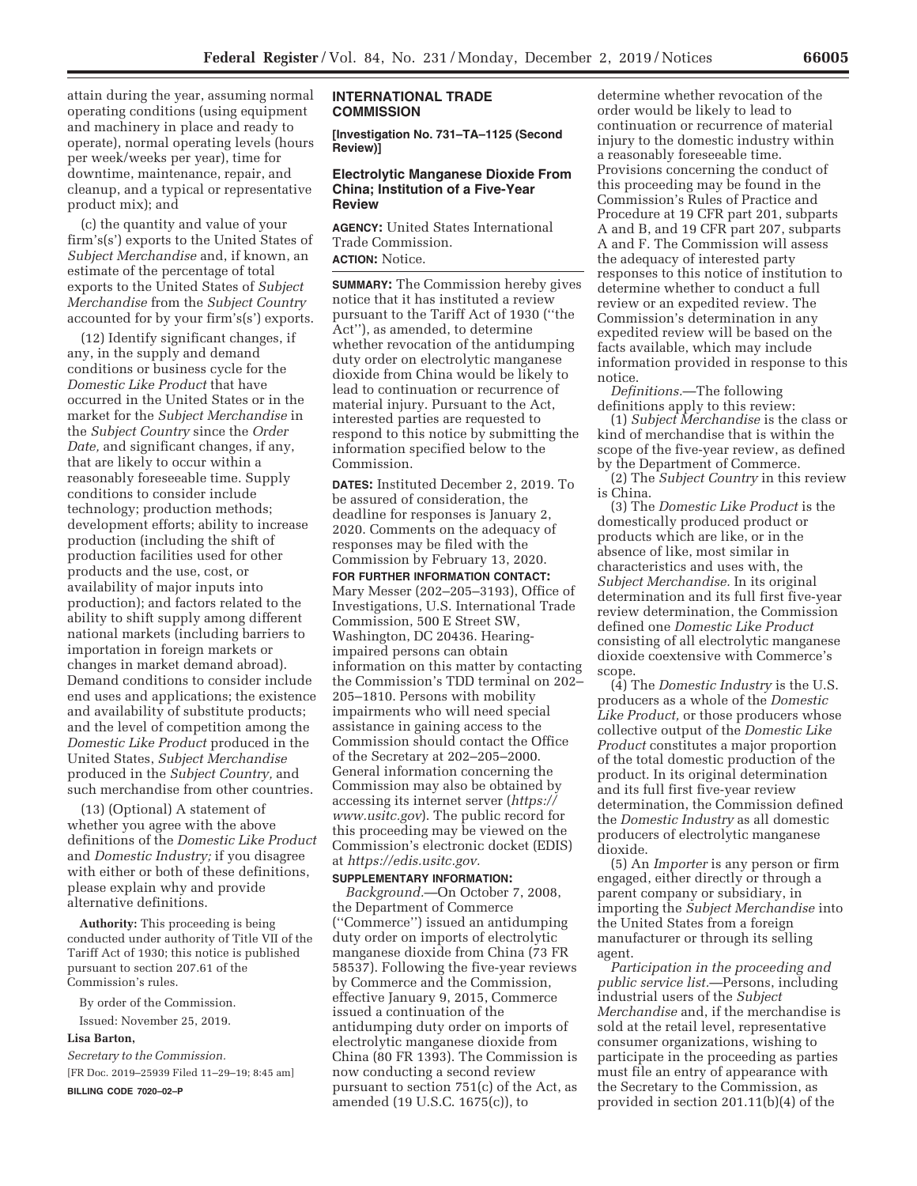attain during the year, assuming normal operating conditions (using equipment and machinery in place and ready to operate), normal operating levels (hours per week/weeks per year), time for downtime, maintenance, repair, and cleanup, and a typical or representative product mix); and

(c) the quantity and value of your firm's(s') exports to the United States of *Subject Merchandise* and, if known, an estimate of the percentage of total exports to the United States of *Subject Merchandise* from the *Subject Country* accounted for by your firm's(s') exports.

(12) Identify significant changes, if any, in the supply and demand conditions or business cycle for the *Domestic Like Product* that have occurred in the United States or in the market for the *Subject Merchandise* in the *Subject Country* since the *Order Date,* and significant changes, if any, that are likely to occur within a reasonably foreseeable time. Supply conditions to consider include technology; production methods; development efforts; ability to increase production (including the shift of production facilities used for other products and the use, cost, or availability of major inputs into production); and factors related to the ability to shift supply among different national markets (including barriers to importation in foreign markets or changes in market demand abroad). Demand conditions to consider include end uses and applications; the existence and availability of substitute products; and the level of competition among the *Domestic Like Product* produced in the United States, *Subject Merchandise* produced in the *Subject Country,* and such merchandise from other countries.

(13) (Optional) A statement of whether you agree with the above definitions of the *Domestic Like Product* and *Domestic Industry;* if you disagree with either or both of these definitions, please explain why and provide alternative definitions.

**Authority:** This proceeding is being conducted under authority of Title VII of the Tariff Act of 1930; this notice is published pursuant to section 207.61 of the Commission's rules.

By order of the Commission.

Issued: November 25, 2019.

**Lisa Barton,**

*Secretary to the Commission.*

[FR Doc. 2019–25939 Filed 11–29–19; 8:45 am]

**BILLING CODE 7020–02–P**

## INTERNATIONAL TRADE COMMISSION

**[Investigation No. 731–TA–1125 (Second Review)]**

### Electrolytic Manganese Dioxide From China; Institution of a Five-Year Review

**AGENCY:** United States International Trade Commission.

**ACTION:** Notice.

**SUMMARY:** The Commission hereby gives notice that it has instituted a review pursuant to the Tariff Act of 1930 (''the Act''), as amended, to determine whether revocation of the antidumping duty order on electrolytic manganese dioxide from China would be likely to lead to continuation or recurrence of material injury. Pursuant to the Act, interested parties are requested to respond to this notice by submitting the information specified below to the Commission.

**DATES:** Instituted December 2, 2019. To be assured of consideration, the deadline for responses is January 2, 2020. Comments on the adequacy of responses may be filed with the Commission by February 13, 2020.

**FOR FURTHER INFORMATION CONTACT:** Mary Messer (202–205–3193), Office of Investigations, U.S. International Trade Commission, 500 E Street SW, Washington, DC 20436. Hearing-impaired persons can obtain information on this matter by contacting the Commission's TDD terminal on 202–205–1810. Persons with mobility impairments who will need special assistance in gaining access to the Commission should contact the Office of the Secretary at 202–205–2000. General information concerning the Commission may also be obtained by accessing its internet server (*https://www.usitc.gov*). The public record for this proceeding may be viewed on the Commission's electronic docket (EDIS) at *https://edis.usitc.gov*.

**SUPPLEMENTARY INFORMATION:**

*Background.*—On October 7, 2008, the Department of Commerce (''Commerce'') issued an antidumping duty order on imports of electrolytic manganese dioxide from China (73 FR 58537). Following the five-year reviews by Commerce and the Commission, effective January 9, 2015, Commerce issued a continuation of the antidumping duty order on imports of electrolytic manganese dioxide from China (80 FR 1393). The Commission is now conducting a second review pursuant to section 751(c) of the Act, as amended (19 U.S.C. 1675(c)), to determine whether revocation of the order would be likely to lead to continuation or recurrence of material injury to the domestic industry within a reasonably foreseeable time. Provisions concerning the conduct of this proceeding may be found in the Commission's Rules of Practice and Procedure at 19 CFR part 201, subparts A and B, and 19 CFR part 207, subparts A and F. The Commission will assess the adequacy of interested party responses to this notice of institution to determine whether to conduct a full review or an expedited review. The Commission's determination in any expedited review will be based on the facts available, which may include information provided in response to this notice.

*Definitions.*—The following definitions apply to this review:

(1) *Subject Merchandise* is the class or kind of merchandise that is within the scope of the five-year review, as defined by the Department of Commerce.

(2) The *Subject Country* in this review is China.

(3) The *Domestic Like Product* is the domestically produced product or products which are like, or in the absence of like, most similar in characteristics and uses with, the *Subject Merchandise.* In its original determination and its full first five-year review determination, the Commission defined one *Domestic Like Product* consisting of all electrolytic manganese dioxide coextensive with Commerce's scope.

(4) The *Domestic Industry* is the U.S. producers as a whole of the *Domestic Like Product,* or those producers whose collective output of the *Domestic Like Product* constitutes a major proportion of the total domestic production of the product. In its original determination and its full first five-year review determination, the Commission defined the *Domestic Industry* as all domestic producers of electrolytic manganese dioxide.

(5) An *Importer* is any person or firm engaged, either directly or through a parent company or subsidiary, in importing the *Subject Merchandise* into the United States from a foreign manufacturer or through its selling agent.

*Participation in the proceeding and public service list.*—Persons, including industrial users of the *Subject Merchandise* and, if the merchandise is sold at the retail level, representative consumer organizations, wishing to participate in the proceeding as parties must file an entry of appearance with the Secretary to the Commission, as provided in section 201.11(b)(4) of the